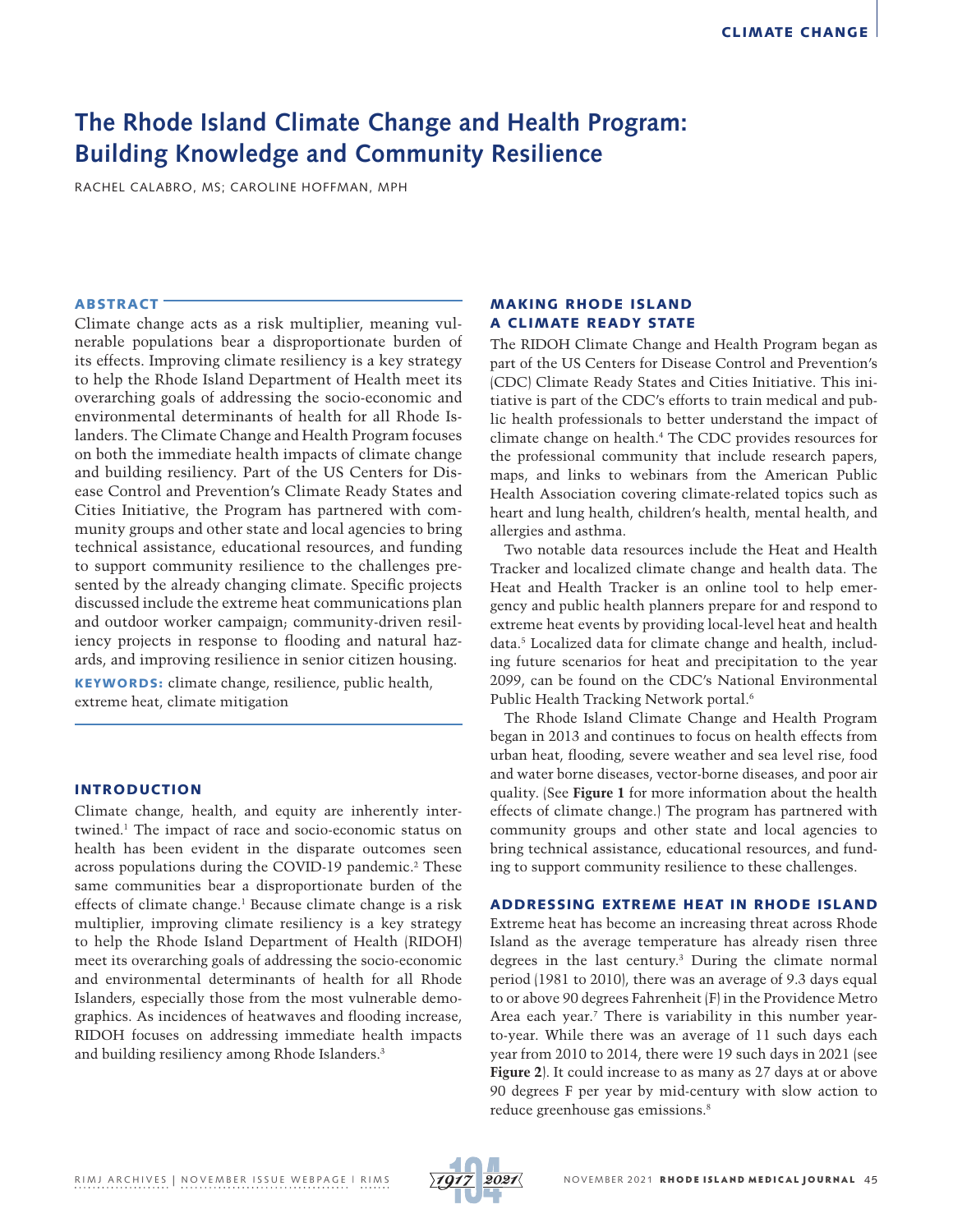# The Rhode Island Climate Change and Health Program: Building Knowledge and Community Resilience

RACHEL CALABRO, MS; CAROLINE HOFFMAN, MPH

## ABSTRACT

Climate change acts as a risk multiplier, meaning vulnerable populations bear a disproportionate burden of its effects. Improving climate resiliency is a key strategy to help the Rhode Island Department of Health meet its overarching goals of addressing the socio-economic and environmental determinants of health for all Rhode Islanders. The Climate Change and Health Program focuses on both the immediate health impacts of climate change and building resiliency. Part of the US Centers for Disease Control and Prevention's Climate Ready States and Cities Initiative, the Program has partnered with community groups and other state and local agencies to bring technical assistance, educational resources, and funding to support community resilience to the challenges presented by the already changing climate. Specific projects discussed include the extreme heat communications plan and outdoor worker campaign; community-driven resiliency projects in response to flooding and natural hazards, and improving resilience in senior citizen housing.

**KEYWORDS:** climate change, resilience, public health, extreme heat, climate mitigation

## INTRODUCTION

Climate change, health, and equity are inherently intertwined.[1] The impact of race and socio-economic status on health has been evident in the disparate outcomes seen across populations during the COVID-19 pandemic.[2] These same communities bear a disproportionate burden of the effects of climate change.[1] Because climate change is a risk multiplier, improving climate resiliency is a key strategy to help the Rhode Island Department of Health (RIDOH) meet its overarching goals of addressing the socio-economic and environmental determinants of health for all Rhode Islanders, especially those from the most vulnerable demographics. As incidences of heatwaves and flooding increase, RIDOH focuses on addressing immediate health impacts and building resiliency among Rhode Islanders.[3]

## MAKING RHODE ISLAND A CLIMATE READY STATE

The RIDOH Climate Change and Health Program began as part of the US Centers for Disease Control and Prevention's (CDC) Climate Ready States and Cities Initiative. This initiative is part of the CDC's efforts to train medical and public health professionals to better understand the impact of climate change on health.[4] The CDC provides resources for the professional community that include research papers, maps, and links to webinars from the American Public Health Association covering climate-related topics such as heart and lung health, children's health, mental health, and allergies and asthma.

Two notable data resources include the Heat and Health Tracker and localized climate change and health data. The Heat and Health Tracker is an online tool to help emergency and public health planners prepare for and respond to extreme heat events by providing local-level heat and health data.[5] Localized data for climate change and health, including future scenarios for heat and precipitation to the year 2099, can be found on the CDC's National Environmental Public Health Tracking Network portal.[6]

The Rhode Island Climate Change and Health Program began in 2013 and continues to focus on health effects from urban heat, flooding, severe weather and sea level rise, food and water borne diseases, vector-borne diseases, and poor air quality. (See **Figure 1** for more information about the health effects of climate change.) The program has partnered with community groups and other state and local agencies to bring technical assistance, educational resources, and funding to support community resilience to these challenges.

## ADDRESSING EXTREME HEAT IN RHODE ISLAND

Extreme heat has become an increasing threat across Rhode Island as the average temperature has already risen three degrees in the last century.[3] During the climate normal period (1981 to 2010), there was an average of 9.3 days equal to or above 90 degrees Fahrenheit (F) in the Providence Metro Area each year.[7] There is variability in this number year-to-year. While there was an average of 11 such days each year from 2010 to 2014, there were 19 such days in 2021 (see **Figure 2**). It could increase to as many as 27 days at or above 90 degrees F per year by mid-century with slow action to reduce greenhouse gas emissions.[8]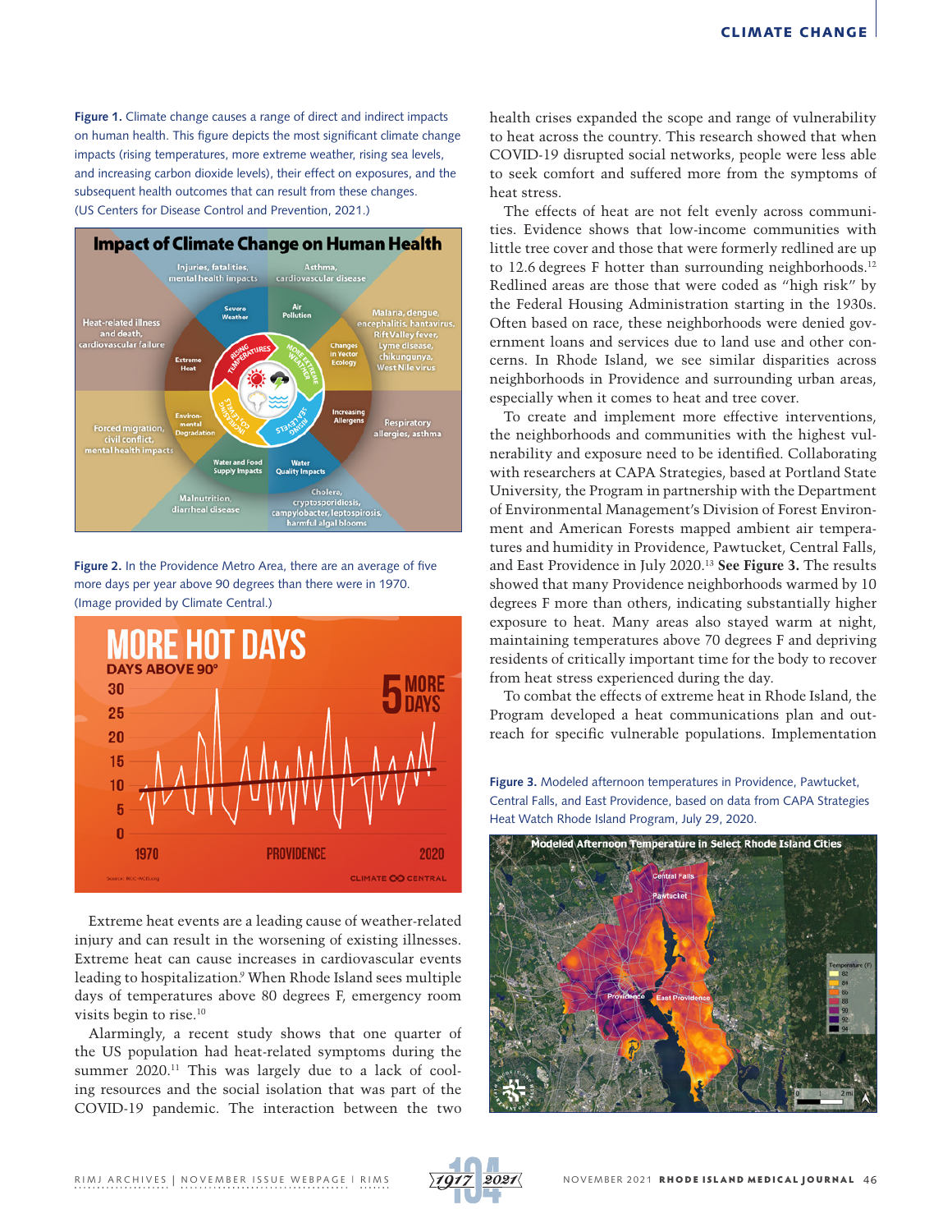**Figure 1.** Climate change causes a range of direct and indirect impacts on human health. This figure depicts the most significant climate change impacts (rising temperatures, more extreme weather, rising sea levels, and increasing carbon dioxide levels), their effect on exposures, and the subsequent health outcomes that can result from these changes. (US Centers for Disease Control and Prevention, 2021.)

**Figure 2.** In the Providence Metro Area, there are an average of five more days per year above 90 degrees than there were in 1970. (Image provided by Climate Central.)

Extreme heat events are a leading cause of weather-related injury and can result in the worsening of existing illnesses. Extreme heat can cause increases in cardiovascular events leading to hospitalization.[9] When Rhode Island sees multiple days of temperatures above 80 degrees F, emergency room visits begin to rise.[10]

Alarmingly, a recent study shows that one quarter of the US population had heat-related symptoms during the summer 2020.[11] This was largely due to a lack of cooling resources and the social isolation that was part of the COVID-19 pandemic. The interaction between the two health crises expanded the scope and range of vulnerability to heat across the country. This research showed that when COVID-19 disrupted social networks, people were less able to seek comfort and suffered more from the symptoms of heat stress.

The effects of heat are not felt evenly across communities. Evidence shows that low-income communities with little tree cover and those that were formerly redlined are up to 12.6 degrees F hotter than surrounding neighborhoods.[12] Redlined areas are those that were coded as "high risk" by the Federal Housing Administration starting in the 1930s. Often based on race, these neighborhoods were denied government loans and services due to land use and other concerns. In Rhode Island, we see similar disparities across neighborhoods in Providence and surrounding urban areas, especially when it comes to heat and tree cover.

To create and implement more effective interventions, the neighborhoods and communities with the highest vulnerability and exposure need to be identified. Collaborating with researchers at CAPA Strategies, based at Portland State University, the Program in partnership with the Department of Environmental Management's Division of Forest Environment and American Forests mapped ambient air temperatures and humidity in Providence, Pawtucket, Central Falls, and East Providence in July 2020.[13] **See Figure 3.** The results showed that many Providence neighborhoods warmed by 10 degrees F more than others, indicating substantially higher exposure to heat. Many areas also stayed warm at night, maintaining temperatures above 70 degrees F and depriving residents of critically important time for the body to recover from heat stress experienced during the day.

To combat the effects of extreme heat in Rhode Island, the Program developed a heat communications plan and outreach for specific vulnerable populations. Implementation

**Figure 3.** Modeled afternoon temperatures in Providence, Pawtucket, Central Falls, and East Providence, based on data from CAPA Strategies Heat Watch Rhode Island Program, July 29, 2020.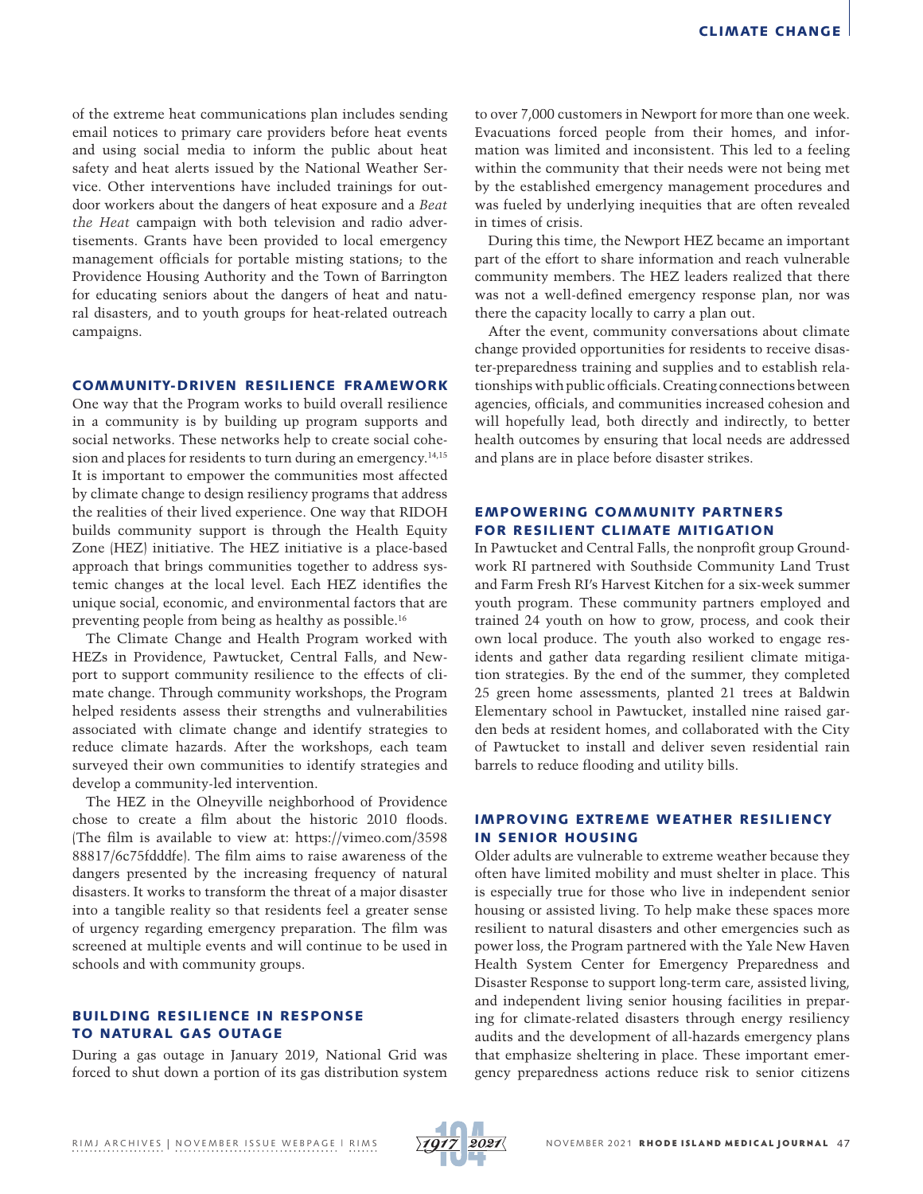of the extreme heat communications plan includes sending email notices to primary care providers before heat events and using social media to inform the public about heat safety and heat alerts issued by the National Weather Service. Other interventions have included trainings for outdoor workers about the dangers of heat exposure and a *Beat the Heat* campaign with both television and radio advertisements. Grants have been provided to local emergency management officials for portable misting stations; to the Providence Housing Authority and the Town of Barrington for educating seniors about the dangers of heat and natural disasters, and to youth groups for heat-related outreach campaigns.

## COMMUNITY-DRIVEN RESILIENCE FRAMEWORK

One way that the Program works to build overall resilience in a community is by building up program supports and social networks. These networks help to create social cohesion and places for residents to turn during an emergency.[14,15] It is important to empower the communities most affected by climate change to design resiliency programs that address the realities of their lived experience. One way that RIDOH builds community support is through the Health Equity Zone (HEZ) initiative. The HEZ initiative is a place-based approach that brings communities together to address systemic changes at the local level. Each HEZ identifies the unique social, economic, and environmental factors that are preventing people from being as healthy as possible.[16]

The Climate Change and Health Program worked with HEZs in Providence, Pawtucket, Central Falls, and Newport to support community resilience to the effects of climate change. Through community workshops, the Program helped residents assess their strengths and vulnerabilities associated with climate change and identify strategies to reduce climate hazards. After the workshops, each team surveyed their own communities to identify strategies and develop a community-led intervention.

The HEZ in the Olneyville neighborhood of Providence chose to create a film about the historic 2010 floods. (The film is available to view at: https://vimeo.com/359888817/6c75fdddfe). The film aims to raise awareness of the dangers presented by the increasing frequency of natural disasters. It works to transform the threat of a major disaster into a tangible reality so that residents feel a greater sense of urgency regarding emergency preparation. The film was screened at multiple events and will continue to be used in schools and with community groups.

## BUILDING RESILIENCE IN RESPONSE TO NATURAL GAS OUTAGE

During a gas outage in January 2019, National Grid was forced to shut down a portion of its gas distribution system to over 7,000 customers in Newport for more than one week. Evacuations forced people from their homes, and information was limited and inconsistent. This led to a feeling within the community that their needs were not being met by the established emergency management procedures and was fueled by underlying inequities that are often revealed in times of crisis.

During this time, the Newport HEZ became an important part of the effort to share information and reach vulnerable community members. The HEZ leaders realized that there was not a well-defined emergency response plan, nor was there the capacity locally to carry a plan out.

After the event, community conversations about climate change provided opportunities for residents to receive disaster-preparedness training and supplies and to establish relationships with public officials. Creating connections between agencies, officials, and communities increased cohesion and will hopefully lead, both directly and indirectly, to better health outcomes by ensuring that local needs are addressed and plans are in place before disaster strikes.

## EMPOWERING COMMUNITY PARTNERS FOR RESILIENT CLIMATE MITIGATION

In Pawtucket and Central Falls, the nonprofit group Groundwork RI partnered with Southside Community Land Trust and Farm Fresh RI's Harvest Kitchen for a six-week summer youth program. These community partners employed and trained 24 youth on how to grow, process, and cook their own local produce. The youth also worked to engage residents and gather data regarding resilient climate mitigation strategies. By the end of the summer, they completed 25 green home assessments, planted 21 trees at Baldwin Elementary school in Pawtucket, installed nine raised garden beds at resident homes, and collaborated with the City of Pawtucket to install and deliver seven residential rain barrels to reduce flooding and utility bills.

## IMPROVING EXTREME WEATHER RESILIENCY IN SENIOR HOUSING

Older adults are vulnerable to extreme weather because they often have limited mobility and must shelter in place. This is especially true for those who live in independent senior housing or assisted living. To help make these spaces more resilient to natural disasters and other emergencies such as power loss, the Program partnered with the Yale New Haven Health System Center for Emergency Preparedness and Disaster Response to support long-term care, assisted living, and independent living senior housing facilities in preparing for climate-related disasters through energy resiliency audits and the development of all-hazards emergency plans that emphasize sheltering in place. These important emergency preparedness actions reduce risk to senior citizens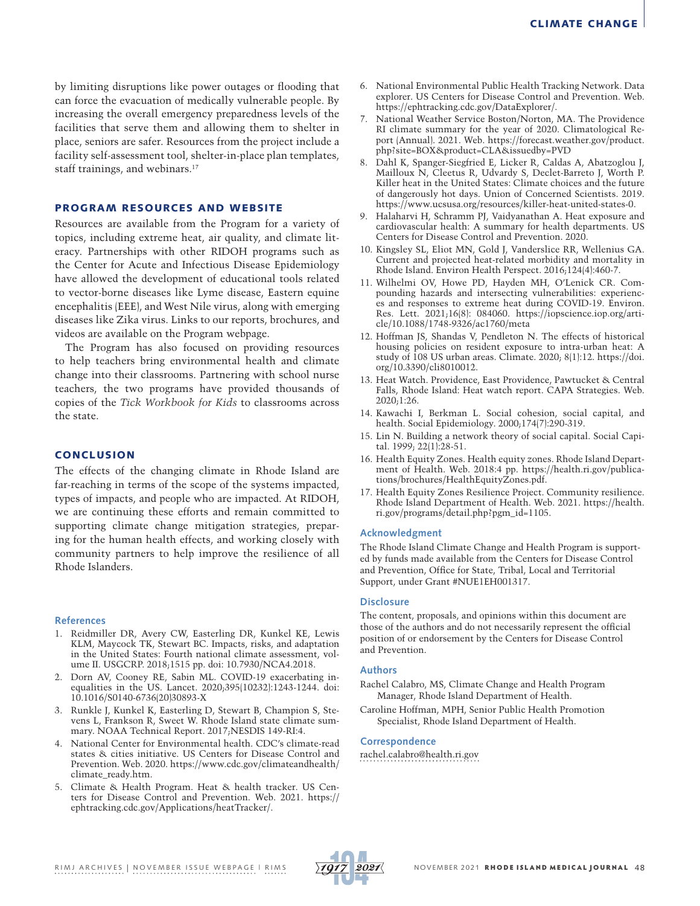by limiting disruptions like power outages or flooding that can force the evacuation of medically vulnerable people. By increasing the overall emergency preparedness levels of the facilities that serve them and allowing them to shelter in place, seniors are safer. Resources from the project include a facility self-assessment tool, shelter-in-place plan templates, staff trainings, and webinars.[17]

## PROGRAM RESOURCES AND WEBSITE

Resources are available from the Program for a variety of topics, including extreme heat, air quality, and climate literacy. Partnerships with other RIDOH programs such as the Center for Acute and Infectious Disease Epidemiology have allowed the development of educational tools related to vector-borne diseases like Lyme disease, Eastern equine encephalitis (EEE), and West Nile virus, along with emerging diseases like Zika virus. Links to our reports, brochures, and videos are available on the Program webpage.

The Program has also focused on providing resources to help teachers bring environmental health and climate change into their classrooms. Partnering with school nurse teachers, the two programs have provided thousands of copies of the *Tick Workbook for Kids* to classrooms across the state.

## CONCLUSION

The effects of the changing climate in Rhode Island are far-reaching in terms of the scope of the systems impacted, types of impacts, and people who are impacted. At RIDOH, we are continuing these efforts and remain committed to supporting climate change mitigation strategies, preparing for the human health effects, and working closely with community partners to help improve the resilience of all Rhode Islanders.

### References

1. Reidmiller DR, Avery CW, Easterling DR, Kunkel KE, Lewis KLM, Maycock TK, Stewart BC. Impacts, risks, and adaptation in the United States: Fourth national climate assessment, volume II. USGCRP. 2018;1515 pp. doi: 10.7930/NCA4.2018.
2. Dorn AV, Cooney RE, Sabin ML. COVID-19 exacerbating inequalities in the US. Lancet. 2020;395(10232):1243-1244. doi: 10.1016/S0140-6736(20)30893-X
3. Runkle J, Kunkel K, Easterling D, Stewart B, Champion S, Stevens L, Frankson R, Sweet W. Rhode Island state climate summary. NOAA Technical Report. 2017;NESDIS 149-RI:4.
4. National Center for Environmental health. CDC's climate-read states & cities initiative. US Centers for Disease Control and Prevention. Web. 2020. https://www.cdc.gov/climateandhealth/climate_ready.htm.
5. Climate & Health Program. Heat & health tracker. US Centers for Disease Control and Prevention. Web. 2021. https://ephtracking.cdc.gov/Applications/heatTracker/.
6. National Environmental Public Health Tracking Network. Data explorer. US Centers for Disease Control and Prevention. Web. https://ephtracking.cdc.gov/DataExplorer/.
7. National Weather Service Boston/Norton, MA. The Providence RI climate summary for the year of 2020. Climatological Report (Annual). 2021. Web. https://forecast.weather.gov/product.php?site=BOX&product=CLA&issuedby=PVD
8. Dahl K, Spanger-Siegfried E, Licker R, Caldas A, Abatzoglou J, Mailloux N, Cleetus R, Udvardy S, Declet-Barreto J, Worth P. Killer heat in the United States: Climate choices and the future of dangerously hot days. Union of Concerned Scientists. 2019. https://www.ucsusa.org/resources/killer-heat-united-states-0.
9. Halaharvi H, Schramm PJ, Vaidyanathan A. Heat exposure and cardiovascular health: A summary for health departments. US Centers for Disease Control and Prevention. 2020.
10. Kingsley SL, Eliot MN, Gold J, Vanderslice RR, Wellenius GA. Current and projected heat-related morbidity and mortality in Rhode Island. Environ Health Perspect. 2016;124(4):460-7.
11. Wilhelmi OV, Howe PD, Hayden MH, O'Lenick CR. Compounding hazards and intersecting vulnerabilities: experiences and responses to extreme heat during COVID-19. Environ. Res. Lett. 2021;16(8): 084060. https://iopscience.iop.org/article/10.1088/1748-9326/ac1760/meta
12. Hoffman JS, Shandas V, Pendleton N. The effects of historical housing policies on resident exposure to intra-urban heat: A study of 108 US urban areas. Climate. 2020; 8(1):12. https://doi.org/10.3390/cli8010012.
13. Heat Watch. Providence, East Providence, Pawtucket & Central Falls, Rhode Island: Heat watch report. CAPA Strategies. Web. 2020;1:26.
14. Kawachi I, Berkman L. Social cohesion, social capital, and health. Social Epidemiology. 2000;174(7):290-319.
15. Lin N. Building a network theory of social capital. Social Capital. 1999; 22(1):28-51.
16. Health Equity Zones. Health equity zones. Rhode Island Department of Health. Web. 2018:4 pp. https://health.ri.gov/publications/brochures/HealthEquityZones.pdf.
17. Health Equity Zones Resilience Project. Community resilience. Rhode Island Department of Health. Web. 2021. https://health.ri.gov/programs/detail.php?pgm_id=1105.

### Acknowledgment

The Rhode Island Climate Change and Health Program is supported by funds made available from the Centers for Disease Control and Prevention, Office for State, Tribal, Local and Territorial Support, under Grant #NUE1EH001317.

### Disclosure

The content, proposals, and opinions within this document are those of the authors and do not necessarily represent the official position of or endorsement by the Centers for Disease Control and Prevention.

### Authors

Rachel Calabro, MS, Climate Change and Health Program Manager, Rhode Island Department of Health.

Caroline Hoffman, MPH, Senior Public Health Promotion Specialist, Rhode Island Department of Health.

### Correspondence

rachel.calabro@health.ri.gov